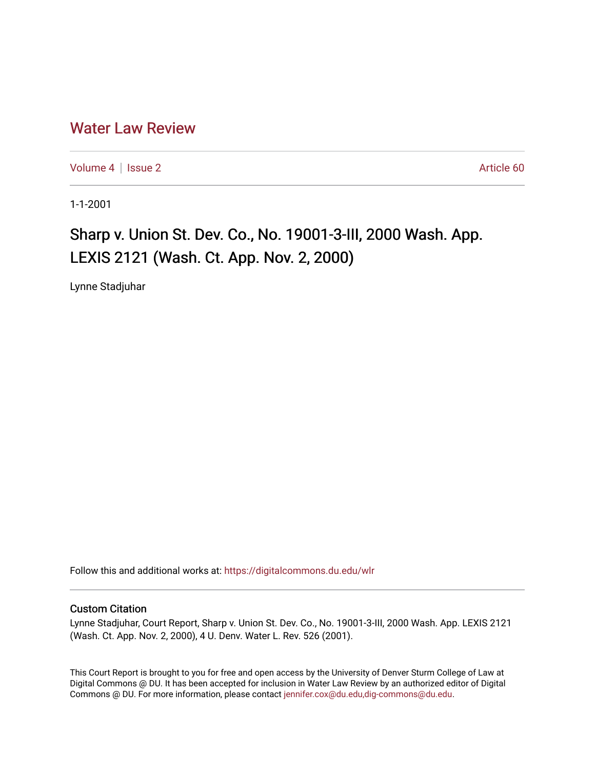# Water Law Review

Volume 4 | Issue 2 Article 60

1-1-2001

## Sharp v. Union St. Dev. Co., No. 19001-3-III, 2000 Wash. App. LEXIS 2121 (Wash. Ct. App. Nov. 2, 2000)

Lynne Stadjuhar

Follow this and additional works at: https://digitalcommons.du.edu/wlr

### Custom Citation

Lynne Stadjuhar, Court Report, Sharp v. Union St. Dev. Co., No. 19001-3-III, 2000 Wash. App. LEXIS 2121 (Wash. Ct. App. Nov. 2, 2000), 4 U. Denv. Water L. Rev. 526 (2001).

This Court Report is brought to you for free and open access by the University of Denver Sturm College of Law at Digital Commons @ DU. It has been accepted for inclusion in Water Law Review by an authorized editor of Digital Commons @ DU. For more information, please contact jennifer.cox@du.edu,dig-commons@du.edu.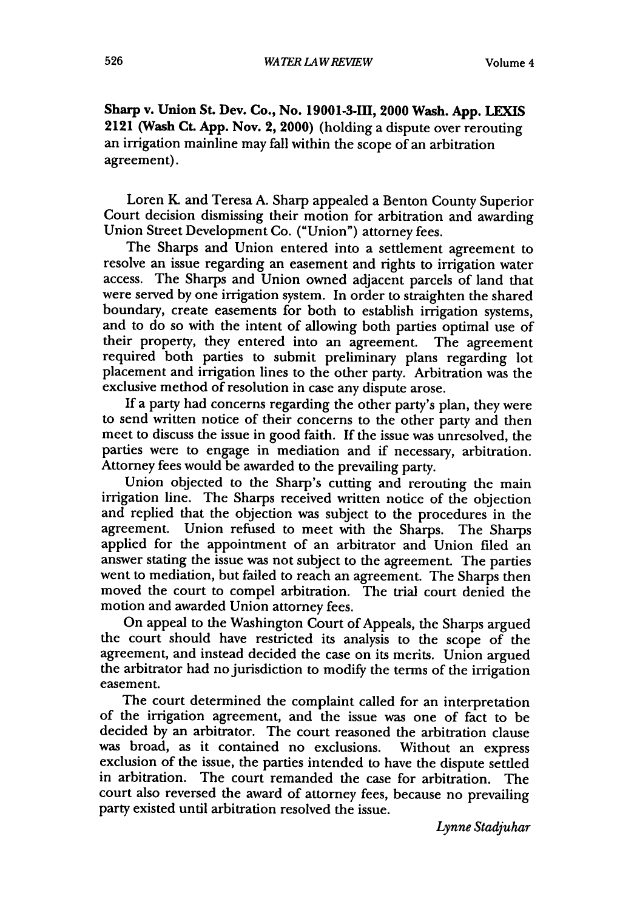**Sharp v. Union St. Dev. Co., No. 19001-3-III, 2000 Wash. App. LEXIS 2121 (Wash Ct. App. Nov. 2, 2000)** (holding a dispute over rerouting an irrigation mainline may fall within the scope of an arbitration agreement).

Loren K. and Teresa A. Sharp appealed a Benton County Superior Court decision dismissing their motion for arbitration and awarding Union Street Development Co. ("Union") attorney fees.

The Sharps and Union entered into a settlement agreement to resolve an issue regarding an easement and rights to irrigation water access. The Sharps and Union owned adjacent parcels of land that were served by one irrigation system. In order to straighten the shared boundary, create easements for both to establish irrigation systems, and to do so with the intent of allowing both parties optimal use of their property, they entered into an agreement. The agreement required both parties to submit preliminary plans regarding lot placement and irrigation lines to the other party. Arbitration was the exclusive method of resolution in case any dispute arose.

If a party had concerns regarding the other party's plan, they were to send written notice of their concerns to the other party and then meet to discuss the issue in good faith. If the issue was unresolved, the parties were to engage in mediation and if necessary, arbitration. Attorney fees would be awarded to the prevailing party.

Union objected to the Sharp's cutting and rerouting the main irrigation line. The Sharps received written notice of the objection and replied that the objection was subject to the procedures in the agreement. Union refused to meet with the Sharps. The Sharps applied for the appointment of an arbitrator and Union filed an answer stating the issue was not subject to the agreement. The parties went to mediation, but failed to reach an agreement. The Sharps then moved the court to compel arbitration. The trial court denied the motion and awarded Union attorney fees.

On appeal to the Washington Court of Appeals, the Sharps argued the court should have restricted its analysis to the scope of the agreement, and instead decided the case on its merits. Union argued the arbitrator had no jurisdiction to modify the terms of the irrigation easement.

The court determined the complaint called for an interpretation of the irrigation agreement, and the issue was one of fact to be decided by an arbitrator. The court reasoned the arbitration clause was broad, as it contained no exclusions. Without an express exclusion of the issue, the parties intended to have the dispute settled in arbitration. The court remanded the case for arbitration. The court also reversed the award of attorney fees, because no prevailing party existed until arbitration resolved the issue.

*Lynne Stadjuhar*